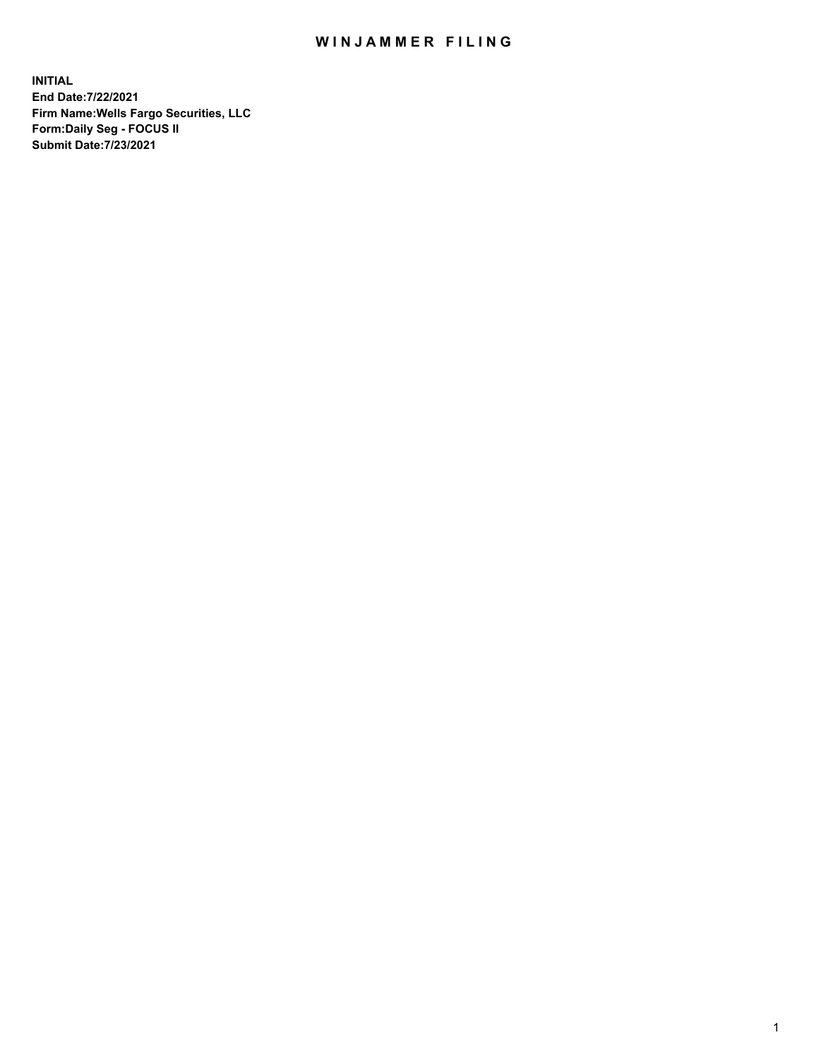# WINJAMMER FILING

**INITIAL**
**End Date:7/22/2021**
**Firm Name:Wells Fargo Securities, LLC**
**Form:Daily Seg - FOCUS II**
**Submit Date:7/23/2021**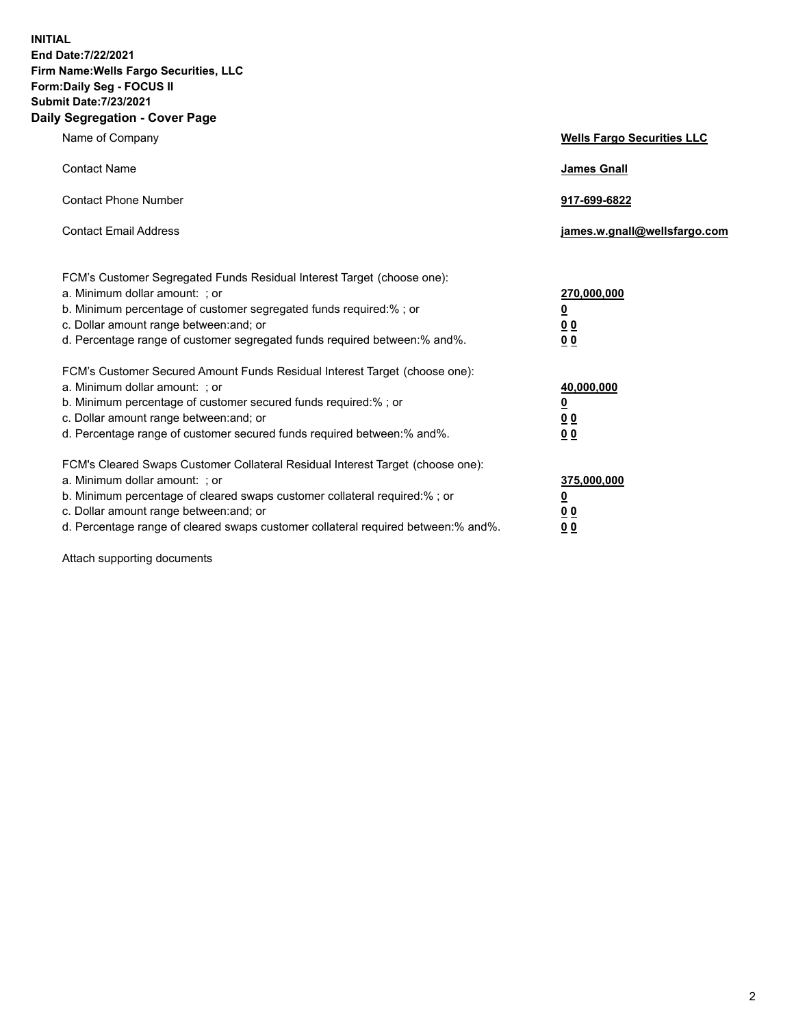**INITIAL**
**End Date:7/22/2021**
**Firm Name:Wells Fargo Securities, LLC**
**Form:Daily Seg - FOCUS II**
**Submit Date:7/23/2021**

## Daily Segregation - Cover Page

| | |
|---|---|
| Name of Company | **Wells Fargo Securities LLC** |
| Contact Name | **James Gnall** |
| Contact Phone Number | **917-699-6822** |
| Contact Email Address | **james.w.gnall@wellsfargo.com** |

| | |
|---|---|
| FCM's Customer Segregated Funds Residual Interest Target (choose one): | |
| a. Minimum dollar amount: ; or | **270,000,000** |
| b. Minimum percentage of customer segregated funds required:% ; or | **0** |
| c. Dollar amount range between:and; or | **0 0** |
| d. Percentage range of customer segregated funds required between:% and%. | **0 0** |
| FCM's Customer Secured Amount Funds Residual Interest Target (choose one): | |
| a. Minimum dollar amount: ; or | **40,000,000** |
| b. Minimum percentage of customer secured funds required:% ; or | **0** |
| c. Dollar amount range between:and; or | **0 0** |
| d. Percentage range of customer secured funds required between:% and%. | **0 0** |
| FCM's Cleared Swaps Customer Collateral Residual Interest Target (choose one): | |
| a. Minimum dollar amount: ; or | **375,000,000** |
| b. Minimum percentage of cleared swaps customer collateral required:% ; or | **0** |
| c. Dollar amount range between:and; or | **0 0** |
| d. Percentage range of cleared swaps customer collateral required between:% and%. | **0 0** |

Attach supporting documents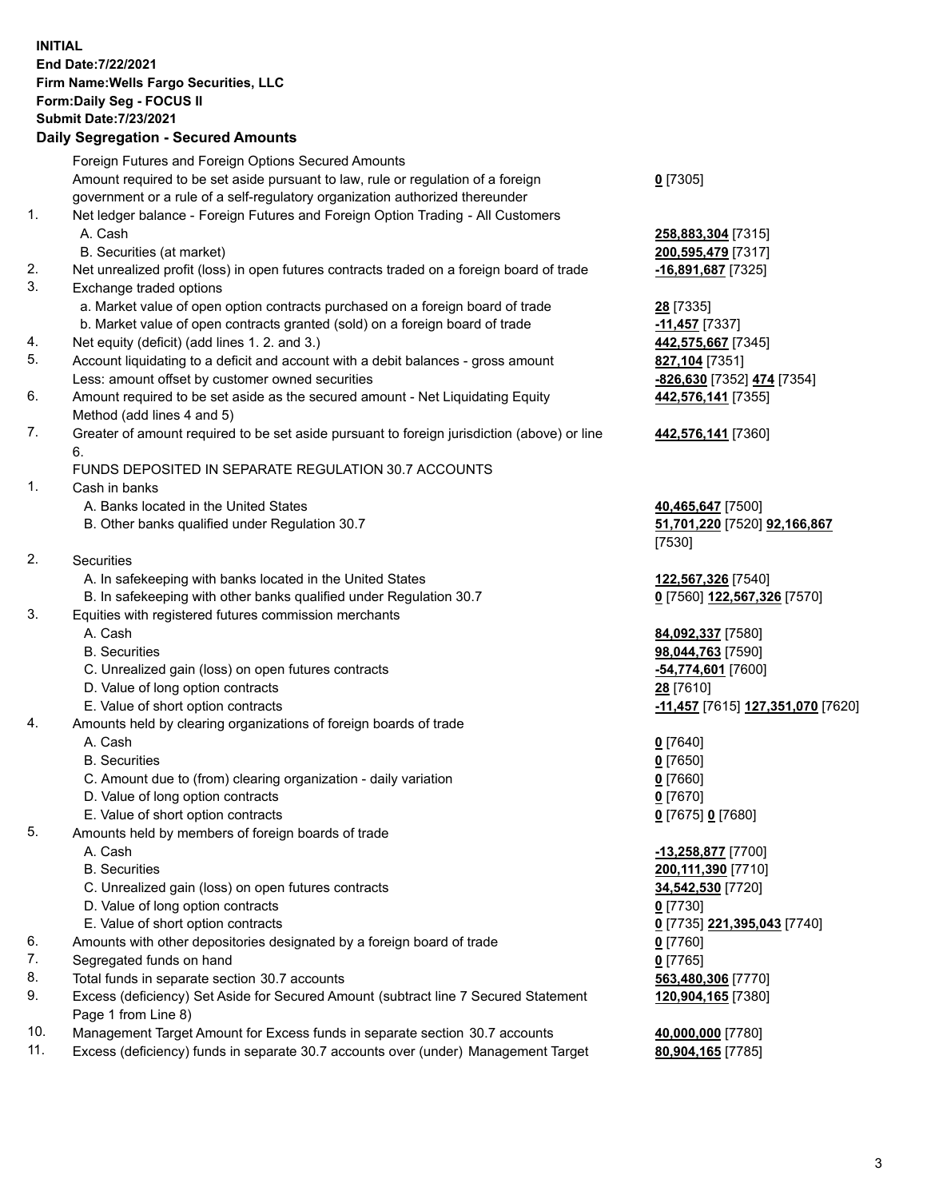**INITIAL**
**End Date:7/22/2021**
**Firm Name:Wells Fargo Securities, LLC**
**Form:Daily Seg - FOCUS II**
**Submit Date:7/23/2021**

## Daily Segregation - Secured Amounts

| | | |
|---|---|---|
| | Foreign Futures and Foreign Options Secured Amounts | |
| | Amount required to be set aside pursuant to law, rule or regulation of a foreign government or a rule of a self-regulatory organization authorized thereunder | **0** [7305] |
| 1. | Net ledger balance - Foreign Futures and Foreign Option Trading - All Customers | |
| | A. Cash | **258,883,304** [7315] |
| | B. Securities (at market) | **200,595,479** [7317] |
| 2. | Net unrealized profit (loss) in open futures contracts traded on a foreign board of trade | **-16,891,687** [7325] |
| 3. | Exchange traded options | |
| | a. Market value of open option contracts purchased on a foreign board of trade | **28** [7335] |
| | b. Market value of open contracts granted (sold) on a foreign board of trade | **-11,457** [7337] |
| 4. | Net equity (deficit) (add lines 1. 2. and 3.) | **442,575,667** [7345] |
| 5. | Account liquidating to a deficit and account with a debit balances - gross amount | **827,104** [7351] |
| | Less: amount offset by customer owned securities | **-826,630** [7352] **474** [7354] |
| 6. | Amount required to be set aside as the secured amount - Net Liquidating Equity Method (add lines 4 and 5) | **442,576,141** [7355] |
| 7. | Greater of amount required to be set aside pursuant to foreign jurisdiction (above) or line 6. | **442,576,141** [7360] |
| | FUNDS DEPOSITED IN SEPARATE REGULATION 30.7 ACCOUNTS | |
| 1. | Cash in banks | |
| | A. Banks located in the United States | **40,465,647** [7500] |
| | B. Other banks qualified under Regulation 30.7 | **51,701,220** [7520] **92,166,867** [7530] |
| 2. | Securities | |
| | A. In safekeeping with banks located in the United States | **122,567,326** [7540] |
| | B. In safekeeping with other banks qualified under Regulation 30.7 | **0** [7560] **122,567,326** [7570] |
| 3. | Equities with registered futures commission merchants | |
| | A. Cash | **84,092,337** [7580] |
| | B. Securities | **98,044,763** [7590] |
| | C. Unrealized gain (loss) on open futures contracts | **-54,774,601** [7600] |
| | D. Value of long option contracts | **28** [7610] |
| | E. Value of short option contracts | **-11,457** [7615] **127,351,070** [7620] |
| 4. | Amounts held by clearing organizations of foreign boards of trade | |
| | A. Cash | **0** [7640] |
| | B. Securities | **0** [7650] |
| | C. Amount due to (from) clearing organization - daily variation | **0** [7660] |
| | D. Value of long option contracts | **0** [7670] |
| | E. Value of short option contracts | **0** [7675] **0** [7680] |
| 5. | Amounts held by members of foreign boards of trade | |
| | A. Cash | **-13,258,877** [7700] |
| | B. Securities | **200,111,390** [7710] |
| | C. Unrealized gain (loss) on open futures contracts | **34,542,530** [7720] |
| | D. Value of long option contracts | **0** [7730] |
| | E. Value of short option contracts | **0** [7735] **221,395,043** [7740] |
| 6. | Amounts with other depositories designated by a foreign board of trade | **0** [7760] |
| 7. | Segregated funds on hand | **0** [7765] |
| 8. | Total funds in separate section 30.7 accounts | **563,480,306** [7770] |
| 9. | Excess (deficiency) Set Aside for Secured Amount (subtract line 7 Secured Statement Page 1 from Line 8) | **120,904,165** [7380] |
| 10. | Management Target Amount for Excess funds in separate section 30.7 accounts | **40,000,000** [7780] |
| 11. | Excess (deficiency) funds in separate 30.7 accounts over (under) Management Target | **80,904,165** [7785] |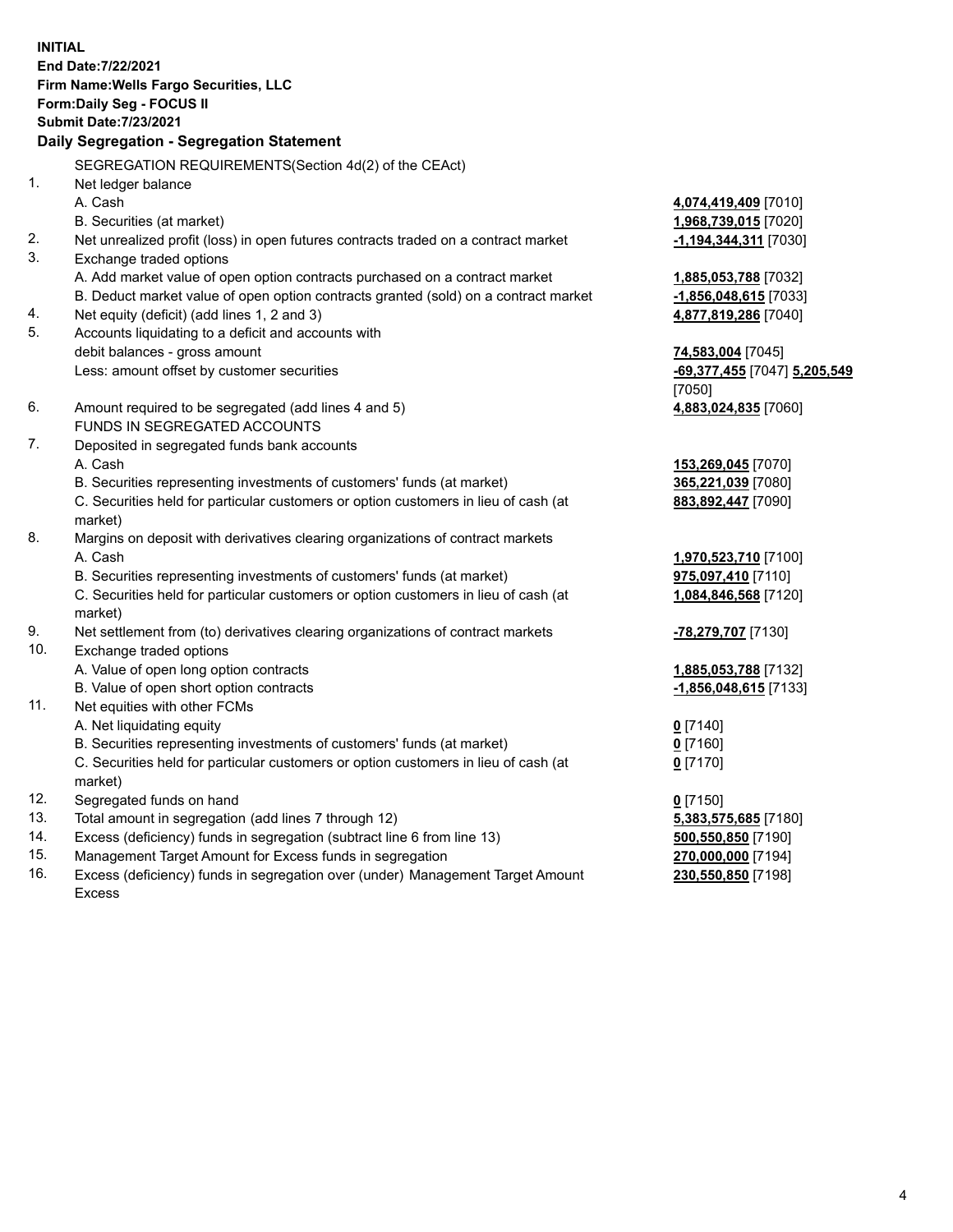**INITIAL**
**End Date:7/22/2021**
**Firm Name:Wells Fargo Securities, LLC**
**Form:Daily Seg - FOCUS II**
**Submit Date:7/23/2021**

## Daily Segregation - Segregation Statement

SEGREGATION REQUIREMENTS(Section 4d(2) of the CEAct)

| | | |
|---|---|---|
| 1. | Net ledger balance | |
| | A. Cash | **4,074,419,409** [7010] |
| | B. Securities (at market) | **1,968,739,015** [7020] |
| 2. | Net unrealized profit (loss) in open futures contracts traded on a contract market | **-1,194,344,311** [7030] |
| 3. | Exchange traded options | |
| | A. Add market value of open option contracts purchased on a contract market | **1,885,053,788** [7032] |
| | B. Deduct market value of open option contracts granted (sold) on a contract market | **-1,856,048,615** [7033] |
| 4. | Net equity (deficit) (add lines 1, 2 and 3) | **4,877,819,286** [7040] |
| 5. | Accounts liquidating to a deficit and accounts with debit balances - gross amount | **74,583,004** [7045] |
| | Less: amount offset by customer securities | **-69,377,455** [7047] **5,205,549** [7050] |
| 6. | Amount required to be segregated (add lines 4 and 5) | **4,883,024,835** [7060] |
| | FUNDS IN SEGREGATED ACCOUNTS | |
| 7. | Deposited in segregated funds bank accounts | |
| | A. Cash | **153,269,045** [7070] |
| | B. Securities representing investments of customers' funds (at market) | **365,221,039** [7080] |
| | C. Securities held for particular customers or option customers in lieu of cash (at market) | **883,892,447** [7090] |
| 8. | Margins on deposit with derivatives clearing organizations of contract markets | |
| | A. Cash | **1,970,523,710** [7100] |
| | B. Securities representing investments of customers' funds (at market) | **975,097,410** [7110] |
| | C. Securities held for particular customers or option customers in lieu of cash (at market) | **1,084,846,568** [7120] |
| 9. | Net settlement from (to) derivatives clearing organizations of contract markets | **-78,279,707** [7130] |
| 10. | Exchange traded options | |
| | A. Value of open long option contracts | **1,885,053,788** [7132] |
| | B. Value of open short option contracts | **-1,856,048,615** [7133] |
| 11. | Net equities with other FCMs | |
| | A. Net liquidating equity | **0** [7140] |
| | B. Securities representing investments of customers' funds (at market) | **0** [7160] |
| | C. Securities held for particular customers or option customers in lieu of cash (at market) | **0** [7170] |
| 12. | Segregated funds on hand | **0** [7150] |
| 13. | Total amount in segregation (add lines 7 through 12) | **5,383,575,685** [7180] |
| 14. | Excess (deficiency) funds in segregation (subtract line 6 from line 13) | **500,550,850** [7190] |
| 15. | Management Target Amount for Excess funds in segregation | **270,000,000** [7194] |
| 16. | Excess (deficiency) funds in segregation over (under) Management Target Amount Excess | **230,550,850** [7198] |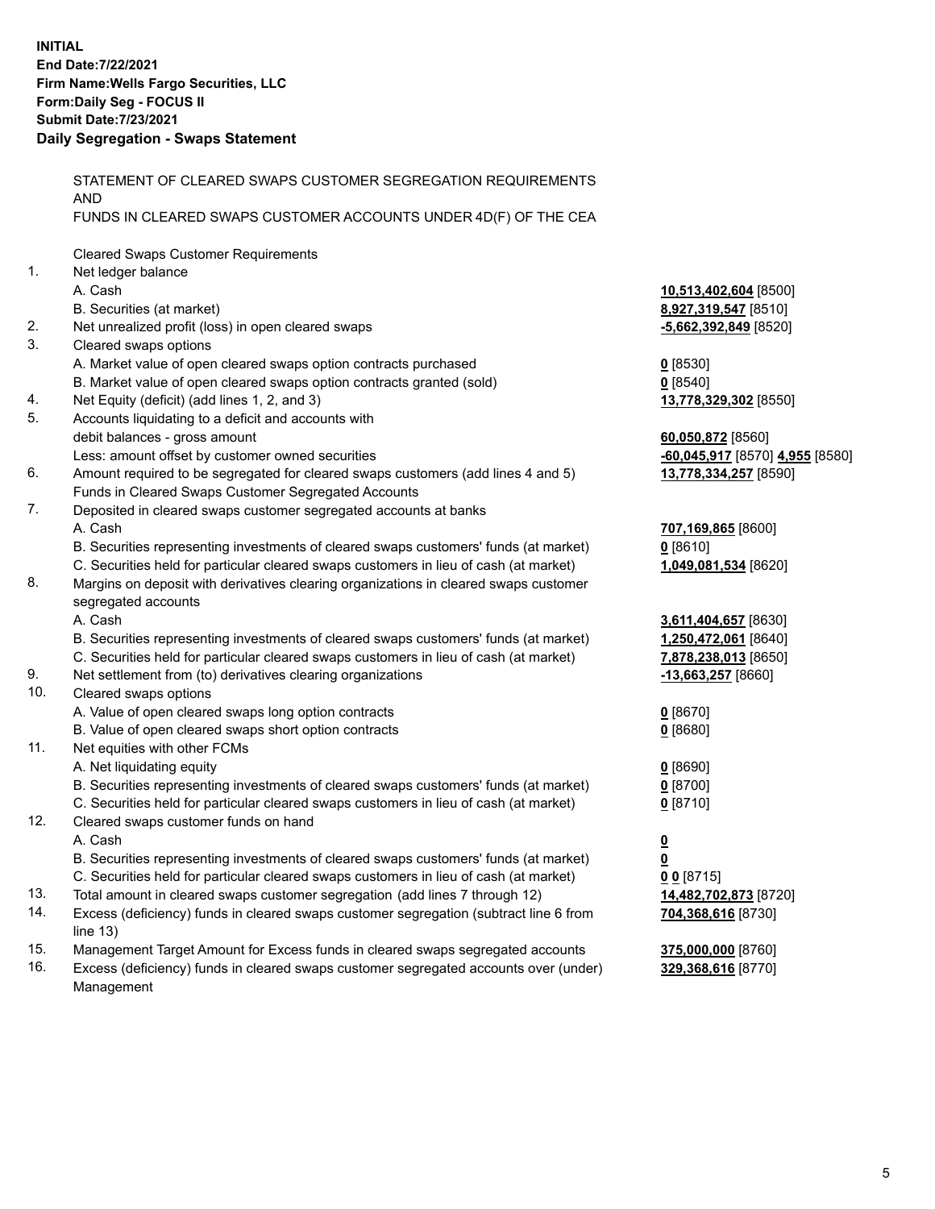**INITIAL**
**End Date:7/22/2021**
**Firm Name:Wells Fargo Securities, LLC**
**Form:Daily Seg - FOCUS II**
**Submit Date:7/23/2021**
**Daily Segregation - Swaps Statement**

STATEMENT OF CLEARED SWAPS CUSTOMER SEGREGATION REQUIREMENTS AND FUNDS IN CLEARED SWAPS CUSTOMER ACCOUNTS UNDER 4D(F) OF THE CEA

| | | |
|---|---|---|
| | Cleared Swaps Customer Requirements | |
| 1. | Net ledger balance | |
| | A. Cash | **10,513,402,604** [8500] |
| | B. Securities (at market) | **8,927,319,547** [8510] |
| 2. | Net unrealized profit (loss) in open cleared swaps | **-5,662,392,849** [8520] |
| 3. | Cleared swaps options | |
| | A. Market value of open cleared swaps option contracts purchased | **0** [8530] |
| | B. Market value of open cleared swaps option contracts granted (sold) | **0** [8540] |
| 4. | Net Equity (deficit) (add lines 1, 2, and 3) | **13,778,329,302** [8550] |
| 5. | Accounts liquidating to a deficit and accounts with | |
| | debit balances - gross amount | **60,050,872** [8560] |
| | Less: amount offset by customer owned securities | **-60,045,917** [8570] **4,955** [8580] |
| 6. | Amount required to be segregated for cleared swaps customers (add lines 4 and 5) | **13,778,334,257** [8590] |
| | Funds in Cleared Swaps Customer Segregated Accounts | |
| 7. | Deposited in cleared swaps customer segregated accounts at banks | |
| | A. Cash | **707,169,865** [8600] |
| | B. Securities representing investments of cleared swaps customers' funds (at market) | **0** [8610] |
| | C. Securities held for particular cleared swaps customers in lieu of cash (at market) | **1,049,081,534** [8620] |
| 8. | Margins on deposit with derivatives clearing organizations in cleared swaps customer segregated accounts | |
| | A. Cash | **3,611,404,657** [8630] |
| | B. Securities representing investments of cleared swaps customers' funds (at market) | **1,250,472,061** [8640] |
| | C. Securities held for particular cleared swaps customers in lieu of cash (at market) | **7,878,238,013** [8650] |
| 9. | Net settlement from (to) derivatives clearing organizations | **-13,663,257** [8660] |
| 10. | Cleared swaps options | |
| | A. Value of open cleared swaps long option contracts | **0** [8670] |
| | B. Value of open cleared swaps short option contracts | **0** [8680] |
| 11. | Net equities with other FCMs | |
| | A. Net liquidating equity | **0** [8690] |
| | B. Securities representing investments of cleared swaps customers' funds (at market) | **0** [8700] |
| | C. Securities held for particular cleared swaps customers in lieu of cash (at market) | **0** [8710] |
| 12. | Cleared swaps customer funds on hand | |
| | A. Cash | **0** |
| | B. Securities representing investments of cleared swaps customers' funds (at market) | **0** |
| | C. Securities held for particular cleared swaps customers in lieu of cash (at market) | **0** **0** [8715] |
| 13. | Total amount in cleared swaps customer segregation (add lines 7 through 12) | **14,482,702,873** [8720] |
| 14. | Excess (deficiency) funds in cleared swaps customer segregation (subtract line 6 from line 13) | **704,368,616** [8730] |
| 15. | Management Target Amount for Excess funds in cleared swaps segregated accounts | **375,000,000** [8760] |
| 16. | Excess (deficiency) funds in cleared swaps customer segregated accounts over (under) Management | **329,368,616** [8770] |